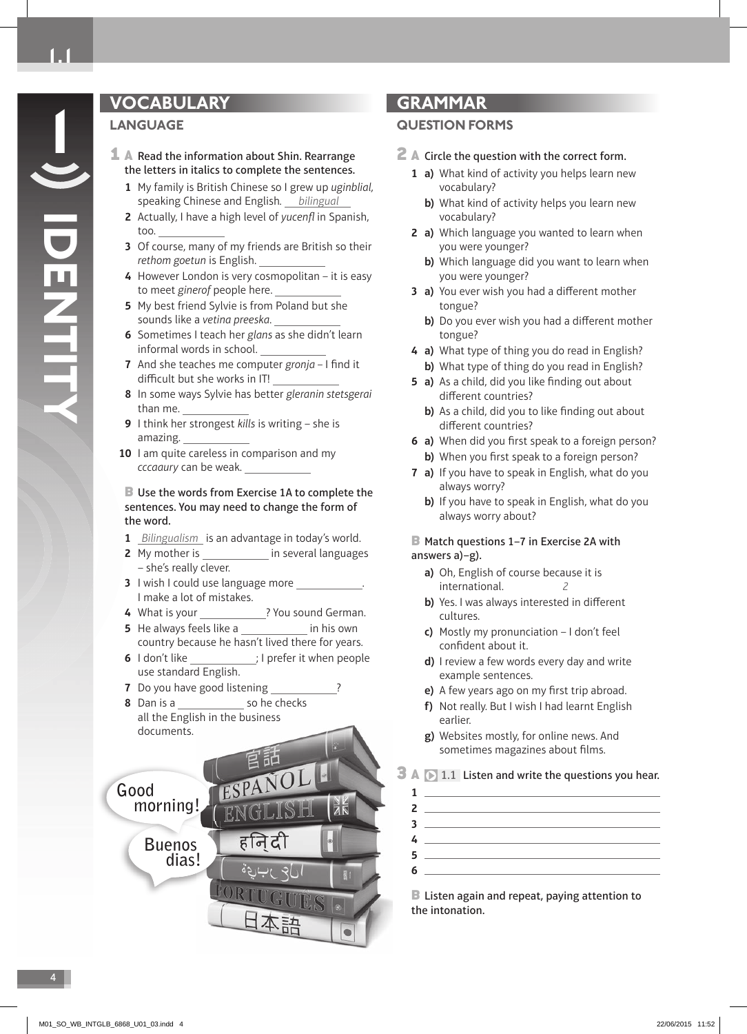# VOCABULARY

## LANGUAGE

**1 A Read the information about Shin. Rearrange the letters in italics to complete the sentences.**

1. My family is British Chinese so I grew up *uginblial*, speaking Chinese and English. *bilingual*
2. Actually, I have a high level of *yucenfl* in Spanish, too. ___________
3. Of course, many of my friends are British so their *rethom goetun* is English. ___________
4. However London is very cosmopolitan – it is easy to meet *ginerof* people here. ___________
5. My best friend Sylvie is from Poland but she sounds like a *vetina preeska*. ___________
6. Sometimes I teach her *glans* as she didn't learn informal words in school. ___________
7. And she teaches me computer *gronja* – I find it difficult but she works in IT! ___________
8. In some ways Sylvie has better *gleranin stetsgerai* than me. ___________
9. I think her strongest *kills* is writing – she is amazing. ___________
10. I am quite careless in comparison and my *cccaaury* can be weak. ___________

**B Use the words from Exercise 1A to complete the sentences. You may need to change the form of the word.**

1. *Bilingualism* is an advantage in today's world.
2. My mother is ___________ in several languages – she's really clever.
3. I wish I could use language more ___________. I make a lot of mistakes.
4. What is your ___________? You sound German.
5. He always feels like a ___________ in his own country because he hasn't lived there for years.
6. I don't like ___________; I prefer it when people use standard English.
7. Do you have good listening ___________?
8. Dan is a ___________ so he checks all the English in the business documents.

# GRAMMAR

## QUESTION FORMS

**2 A Circle the question with the correct form.**

1. a) What kind of activity you helps learn new vocabulary?
   b) What kind of activity helps you learn new vocabulary?
2. a) Which language you wanted to learn when you were younger?
   b) Which language did you want to learn when you were younger?
3. a) You ever wish you had a different mother tongue?
   b) Do you ever wish you had a different mother tongue?
4. a) What type of thing you do read in English?
   b) What type of thing do you read in English?
5. a) As a child, did you like finding out about different countries?
   b) As a child, did you to like finding out about different countries?
6. a) When did you first speak to a foreign person?
   b) When you first speak to a foreign person?
7. a) If you have to speak in English, what do you always worry?
   b) If you have to speak in English, what do you always worry about?

**B Match questions 1–7 in Exercise 2A with answers a)–g).**

a) Oh, English of course because it is international. *2*
b) Yes. I was always interested in different cultures.
c) Mostly my pronunciation – I don't feel confident about it.
d) I review a few words every day and write example sentences.
e) A few years ago on my first trip abroad.
f) Not really. But I wish I had learnt English earlier.
g) Websites mostly, for online news. And sometimes magazines about films.

**3 A 1.1 Listen and write the questions you hear.**

1. ___________
2. ___________
3. ___________
4. ___________
5. ___________
6. ___________

**B Listen again and repeat, paying attention to the intonation.**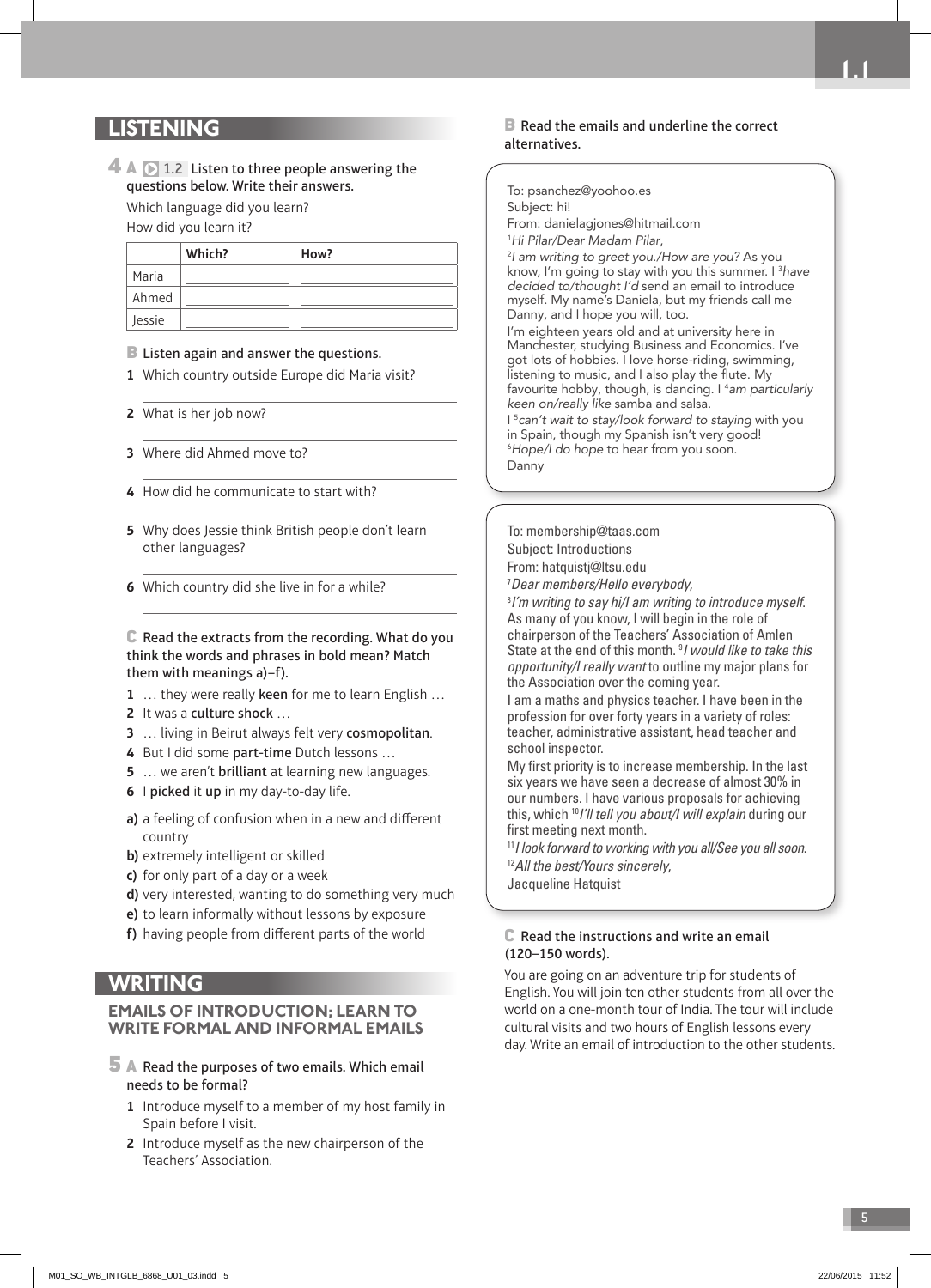## LISTENING

**4 A** 1.2 Listen to three people answering the questions below. Write their answers.

Which language did you learn?
How did you learn it?

| | Which? | How? |
|---|---|---|
| Maria | | |
| Ahmed | | |
| Jessie | | |

**B** Listen again and answer the questions.

1. Which country outside Europe did Maria visit?
2. What is her job now?
3. Where did Ahmed move to?
4. How did he communicate to start with?
5. Why does Jessie think British people don't learn other languages?
6. Which country did she live in for a while?

**C** Read the extracts from the recording. What do you think the words and phrases in bold mean? Match them with meanings a)–f).

1. … they were really **keen** for me to learn English …
2. It was a **culture shock** …
3. … living in Beirut always felt very **cosmopolitan**.
4. But I did some **part-time** Dutch lessons …
5. … we aren't **brilliant** at learning new languages.
6. I **picked** it **up** in my day-to-day life.

a) a feeling of confusion when in a new and different country
b) extremely intelligent or skilled
c) for only part of a day or a week
d) very interested, wanting to do something very much
e) to learn informally without lessons by exposure
f) having people from different parts of the world

## WRITING

### EMAILS OF INTRODUCTION; LEARN TO WRITE FORMAL AND INFORMAL EMAILS

**5 A** Read the purposes of two emails. Which email needs to be formal?

1. Introduce myself to a member of my host family in Spain before I visit.
2. Introduce myself as the new chairperson of the Teachers' Association.

**B** Read the emails and underline the correct alternatives.

To: psanchez@yoohoo.es
Subject: hi!
From: danielagjones@hitmail.com

[1]*Hi Pilar/Dear Madam Pilar,*

[2]*I am writing to greet you./How are you?* As you know, I'm going to stay with you this summer. I [3]*have decided to/thought I'd* send an email to introduce myself. My name's Daniela, but my friends call me Danny, and I hope you will, too.

I'm eighteen years old and at university here in Manchester, studying Business and Economics. I've got lots of hobbies. I love horse-riding, swimming, listening to music, and I also play the flute. My favourite hobby, though, is dancing. I [4]*am particularly keen on/really like* samba and salsa.

I [5]*can't wait to stay/look forward to staying* with you in Spain, though my Spanish isn't very good!

[6]*Hope/I do hope* to hear from you soon.

Danny

---

To: membership@taas.com
Subject: Introductions
From: hatquistj@ltsu.edu

[7]*Dear members/Hello everybody,*

[8]*I'm writing to say hi/I am writing to introduce myself.* As many of you know, I will begin in the role of chairperson of the Teachers' Association of Amlen State at the end of this month. [9]*I would like to take this opportunity/I really want* to outline my major plans for the Association over the coming year.

I am a maths and physics teacher. I have been in the profession for over forty years in a variety of roles: teacher, administrative assistant, head teacher and school inspector.

My first priority is to increase membership. In the last six years we have seen a decrease of almost 30% in our numbers. I have various proposals for achieving this, which [10]*I'll tell you about/I will explain* during our first meeting next month.

[11]*I look forward to working with you all/See you all soon.*

[12]*All the best/Yours sincerely,*

Jacqueline Hatquist

**C** Read the instructions and write an email (120–150 words).

You are going on an adventure trip for students of English. You will join ten other students from all over the world on a one-month tour of India. The tour will include cultural visits and two hours of English lessons every day. Write an email of introduction to the other students.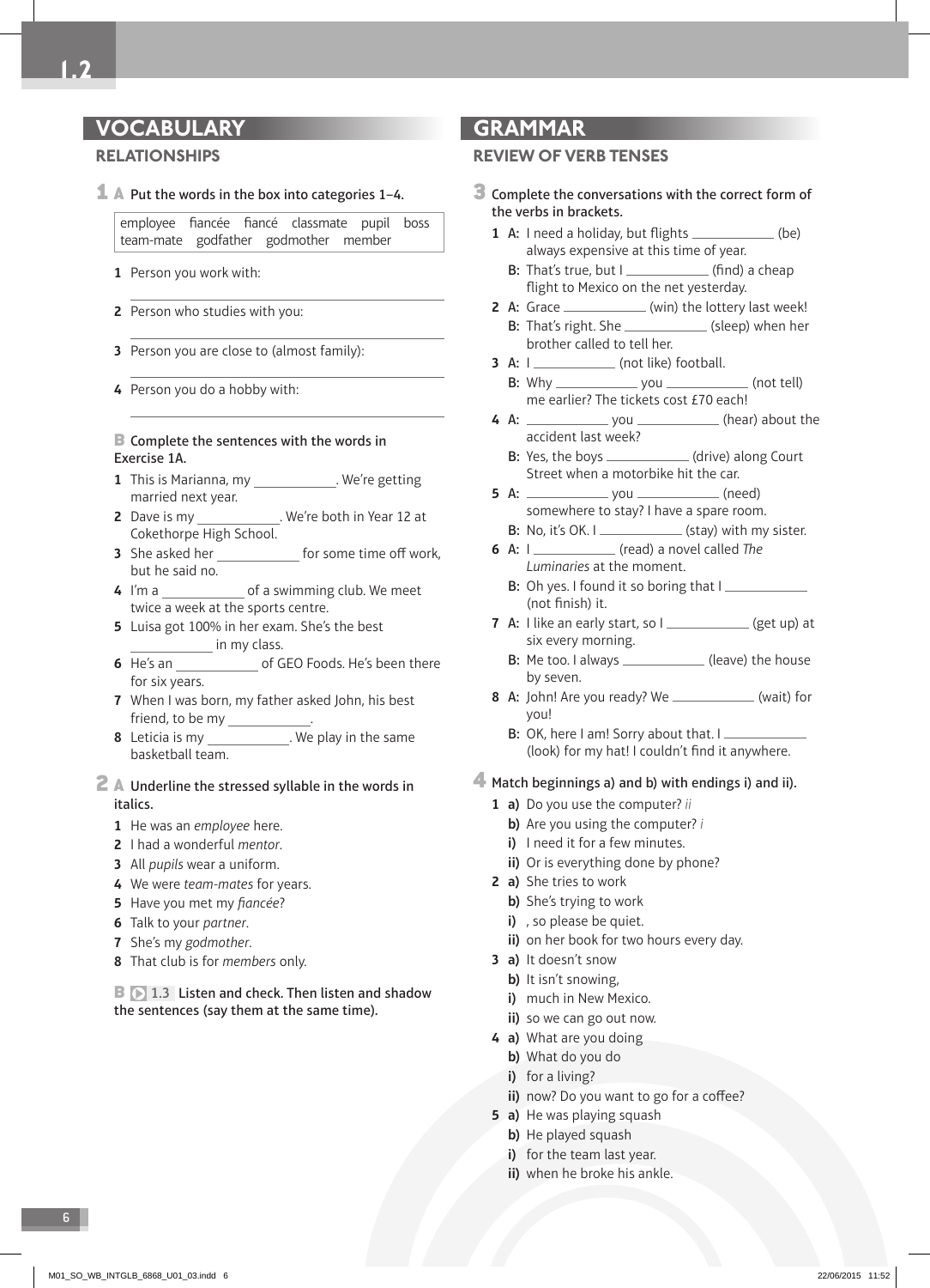1.2

## VOCABULARY

### RELATIONSHIPS

**1 A** Put the words in the box into categories 1–4.

| employee fiancée fiancé classmate pupil boss team-mate godfather godmother member |
|---|

1 Person you work with:

______________________

2 Person who studies with you:

______________________

3 Person you are close to (almost family):

______________________

4 Person you do a hobby with:

______________________

**B** Complete the sentences with the words in Exercise 1A.

1 This is Marianna, my ____________. We're getting married next year.
2 Dave is my ____________. We're both in Year 12 at Cokethorpe High School.
3 She asked her ____________ for some time off work, but he said no.
4 I'm a ____________ of a swimming club. We meet twice a week at the sports centre.
5 Luisa got 100% in her exam. She's the best ____________ in my class.
6 He's an ____________ of GEO Foods. He's been there for six years.
7 When I was born, my father asked John, his best friend, to be my ____________.
8 Leticia is my ____________. We play in the same basketball team.

**2 A** Underline the stressed syllable in the words in italics.

1 He was an *employee* here.
2 I had a wonderful *mentor*.
3 All *pupils* wear a uniform.
4 We were *team-mates* for years.
5 Have you met my *fiancée*?
6 Talk to your *partner*.
7 She's my *godmother*.
8 That club is for *members* only.

**B** 1.3 Listen and check. Then listen and shadow the sentences (say them at the same time).

## GRAMMAR

### REVIEW OF VERB TENSES

**3** Complete the conversations with the correct form of the verbs in brackets.

1 A: I need a holiday, but flights ____________ (be) always expensive at this time of year.
  B: That's true, but I ____________ (find) a cheap flight to Mexico on the net yesterday.
2 A: Grace ____________ (win) the lottery last week!
  B: That's right. She ____________ (sleep) when her brother called to tell her.
3 A: I ____________ (not like) football.
  B: Why ____________ you ____________ (not tell) me earlier? The tickets cost £70 each!
4 A: ____________ you ____________ (hear) about the accident last week?
  B: Yes, the boys ____________ (drive) along Court Street when a motorbike hit the car.
5 A: ____________ you ____________ (need) somewhere to stay? I have a spare room.
  B: No, it's OK. I ____________ (stay) with my sister.
6 A: I ____________ (read) a novel called *The Luminaries* at the moment.
  B: Oh yes. I found it so boring that I ____________ (not finish) it.
7 A: I like an early start, so I ____________ (get up) at six every morning.
  B: Me too. I always ____________ (leave) the house by seven.
8 A: John! Are you ready? We ____________ (wait) for you!
  B: OK, here I am! Sorry about that. I ____________ (look) for my hat! I couldn't find it anywhere.

**4** Match beginnings a) and b) with endings i) and ii).

1 a) Do you use the computer? *ii*
  b) Are you using the computer? *i*
  i) I need it for a few minutes.
  ii) Or is everything done by phone?
2 a) She tries to work
  b) She's trying to work
  i) , so please be quiet.
  ii) on her book for two hours every day.
3 a) It doesn't snow
  b) It isn't snowing,
  i) much in New Mexico.
  ii) so we can go out now.
4 a) What are you doing
  b) What do you do
  i) for a living?
  ii) now? Do you want to go for a coffee?
5 a) He was playing squash
  b) He played squash
  i) for the team last year.
  ii) when he broke his ankle.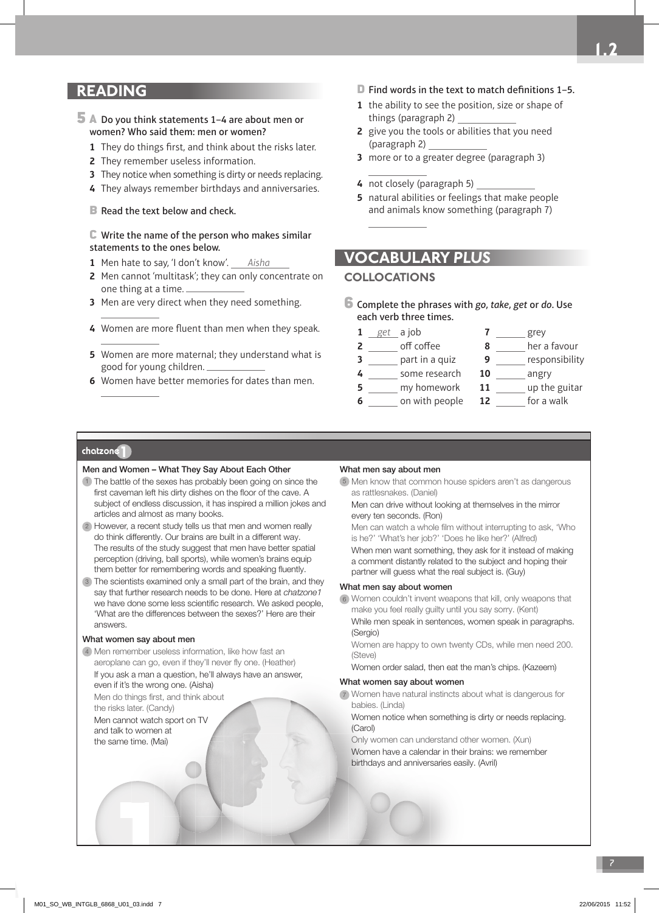## READING

**5 A** Do you think statements 1–4 are about men or women? Who said them: men or women?

1. They do things first, and think about the risks later.
2. They remember useless information.
3. They notice when something is dirty or needs replacing.
4. They always remember birthdays and anniversaries.

**B** Read the text below and check.

**C** Write the name of the person who makes similar statements to the ones below.

1. Men hate to say, 'I don't know'. ___*Aisha*___
2. Men cannot 'multitask'; they can only concentrate on one thing at a time. ______
3. Men are very direct when they need something. ______
4. Women are more fluent than men when they speak. ______
5. Women are more maternal; they understand what is good for young children. ______
6. Women have better memories for dates than men. ______

**D** Find words in the text to match definitions 1–5.

1. the ability to see the position, size or shape of things (paragraph 2) ______
2. give you the tools or abilities that you need (paragraph 2) ______
3. more or to a greater degree (paragraph 3) ______
4. not closely (paragraph 5) ______
5. natural abilities or feelings that make people and animals know something (paragraph 7) ______

## VOCABULARY *PLUS*

### COLLOCATIONS

**6** Complete the phrases with *go*, *take*, *get* or *do*. Use each verb three times.

1. ___*get*___ a job
2. ______ off coffee
3. ______ part in a quiz
4. ______ some research
5. ______ my homework
6. ______ on with people
7. ______ grey
8. ______ her a favour
9. ______ responsibility
10. ______ angry
11. ______ up the guitar
12. ______ for a walk

---

**chatzone1**

### Men and Women – What They Say About Each Other

1 The battle of the sexes has probably been going on since the first caveman left his dirty dishes on the floor of the cave. A subject of endless discussion, it has inspired a million jokes and articles and almost as many books.

2 However, a recent study tells us that men and women really do think differently. Our brains are built in a different way. The results of the study suggest that men have better spatial perception (driving, ball sports), while women's brains equip them better for remembering words and speaking fluently.

3 The scientists examined only a small part of the brain, and they say that further research needs to be done. Here at *chatzone1* we have done some less scientific research. We asked people, 'What are the differences between the sexes?' Here are their answers.

#### What women say about men

4 Men remember useless information, like how fast an aeroplane can go, even if they'll never fly one. (Heather)

If you ask a man a question, he'll always have an answer, even if it's the wrong one. (Aisha)

Men do things first, and think about the risks later. (Candy)

Men cannot watch sport on TV and talk to women at the same time. (Mai)

#### What men say about men

5 Men know that common house spiders aren't as dangerous as rattlesnakes. (Daniel)

Men can drive without looking at themselves in the mirror every ten seconds. (Ron)

Men can watch a whole film without interrupting to ask, 'Who is he?' 'What's her job?' 'Does he like her?' (Alfred)

When men want something, they ask for it instead of making a comment distantly related to the subject and hoping their partner will guess what the real subject is. (Guy)

#### What men say about women

6 Women couldn't invent weapons that kill, only weapons that make you feel really guilty until you say sorry. (Kent)

While men speak in sentences, women speak in paragraphs. (Sergio)

Women are happy to own twenty CDs, while men need 200. (Steve)

Women order salad, then eat the man's chips. (Kazeem)

#### What women say about women

7 Women have natural instincts about what is dangerous for babies. (Linda)

Women notice when something is dirty or needs replacing. (Carol)

Only women can understand other women. (Xun)

Women have a calendar in their brains: we remember birthdays and anniversaries easily. (Avril)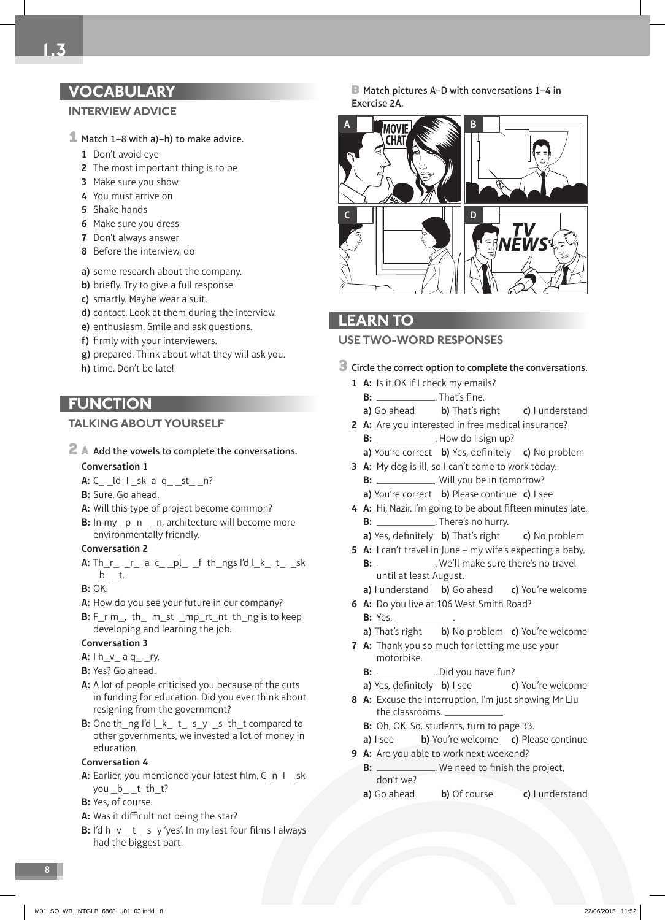## VOCABULARY

### INTERVIEW ADVICE

**1** Match 1–8 with a)–h) to make advice.

1. Don't avoid eye
2. The most important thing is to be
3. Make sure you show
4. You must arrive on
5. Shake hands
6. Make sure you dress
7. Don't always answer
8. Before the interview, do

a) some research about the company.
b) briefly. Try to give a full response.
c) smartly. Maybe wear a suit.
d) contact. Look at them during the interview.
e) enthusiasm. Smile and ask questions.
f) firmly with your interviewers.
g) prepared. Think about what they will ask you.
h) time. Don't be late!

## FUNCTION

### TALKING ABOUT YOURSELF

**2 A** Add the vowels to complete the conversations.

**Conversation 1**

**A:** C_ _ld I _sk a q_ _st_ _n?
**B:** Sure. Go ahead.
**A:** Will this type of project become common?
**B:** In my _p_n_ _n, architecture will become more environmentally friendly.

**Conversation 2**

**A:** Th_r_ _r_ a c_ _pl_ _f th_ngs I'd l_k_ t_ _sk _b_ _t.
**B:** OK.
**A:** How do you see your future in our company?
**B:** F_r m_, th_ m_st _mp_rt_nt th_ng is to keep developing and learning the job.

**Conversation 3**

**A:** I h_v_ a q_ _ry.
**B:** Yes? Go ahead.
**A:** A lot of people criticised you because of the cuts in funding for education. Did you ever think about resigning from the government?
**B:** One th_ng I'd l_k_ t_ s_y _s th_t compared to other governments, we invested a lot of money in education.

**Conversation 4**

**A:** Earlier, you mentioned your latest film. C_n I _sk you _b_ _t th_t?
**B:** Yes, of course.
**A:** Was it difficult not being the star?
**B:** I'd h_v_ t_ s_y 'yes'. In my last four films I always had the biggest part.

**B** Match pictures A–D with conversations 1–4 in Exercise 2A.

A B C D

## LEARN TO

### USE TWO-WORD RESPONSES

**3** Circle the correct option to complete the conversations.

1. **A:** Is it OK if I check my emails?
   **B:** ____________. That's fine.
   **a)** Go ahead **b)** That's right **c)** I understand
2. **A:** Are you interested in free medical insurance?
   **B:** ____________. How do I sign up?
   **a)** You're correct **b)** Yes, definitely **c)** No problem
3. **A:** My dog is ill, so I can't come to work today.
   **B:** ____________. Will you be in tomorrow?
   **a)** You're correct **b)** Please continue **c)** I see
4. **A:** Hi, Nazir. I'm going to be about fifteen minutes late.
   **B:** ____________. There's no hurry.
   **a)** Yes, definitely **b)** That's right **c)** No problem
5. **A:** I can't travel in June – my wife's expecting a baby.
   **B:** ____________. We'll make sure there's no travel until at least August.
   **a)** I understand **b)** Go ahead **c)** You're welcome
6. **A:** Do you live at 106 West Smith Road?
   **B:** Yes. ____________.
   **a)** That's right **b)** No problem **c)** You're welcome
7. **A:** Thank you so much for letting me use your motorbike.
   **B:** ____________. Did you have fun?
   **a)** Yes, definitely **b)** I see **c)** You're welcome
8. **A:** Excuse the interruption. I'm just showing Mr Liu the classrooms. ____________.
   **B:** Oh, OK. So, students, turn to page 33.
   **a)** I see **b)** You're welcome **c)** Please continue
9. **A:** Are you able to work next weekend?
   **B:** ____________. We need to finish the project, don't we?
   **a)** Go ahead **b)** Of course **c)** I understand